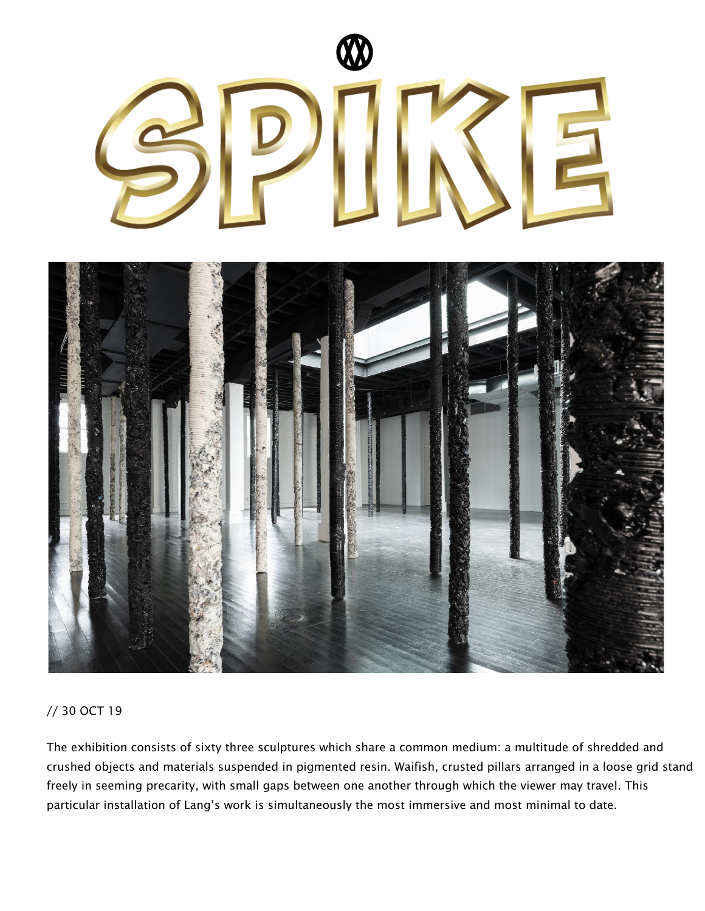# SPIKE

// 30 OCT 19

The exhibition consists of sixty three sculptures which share a common medium: a multitude of shredded and crushed objects and materials suspended in pigmented resin. Waifish, crusted pillars arranged in a loose grid stand freely in seeming precarity, with small gaps between one another through which the viewer may travel. This particular installation of Lang's work is simultaneously the most immersive and most minimal to date.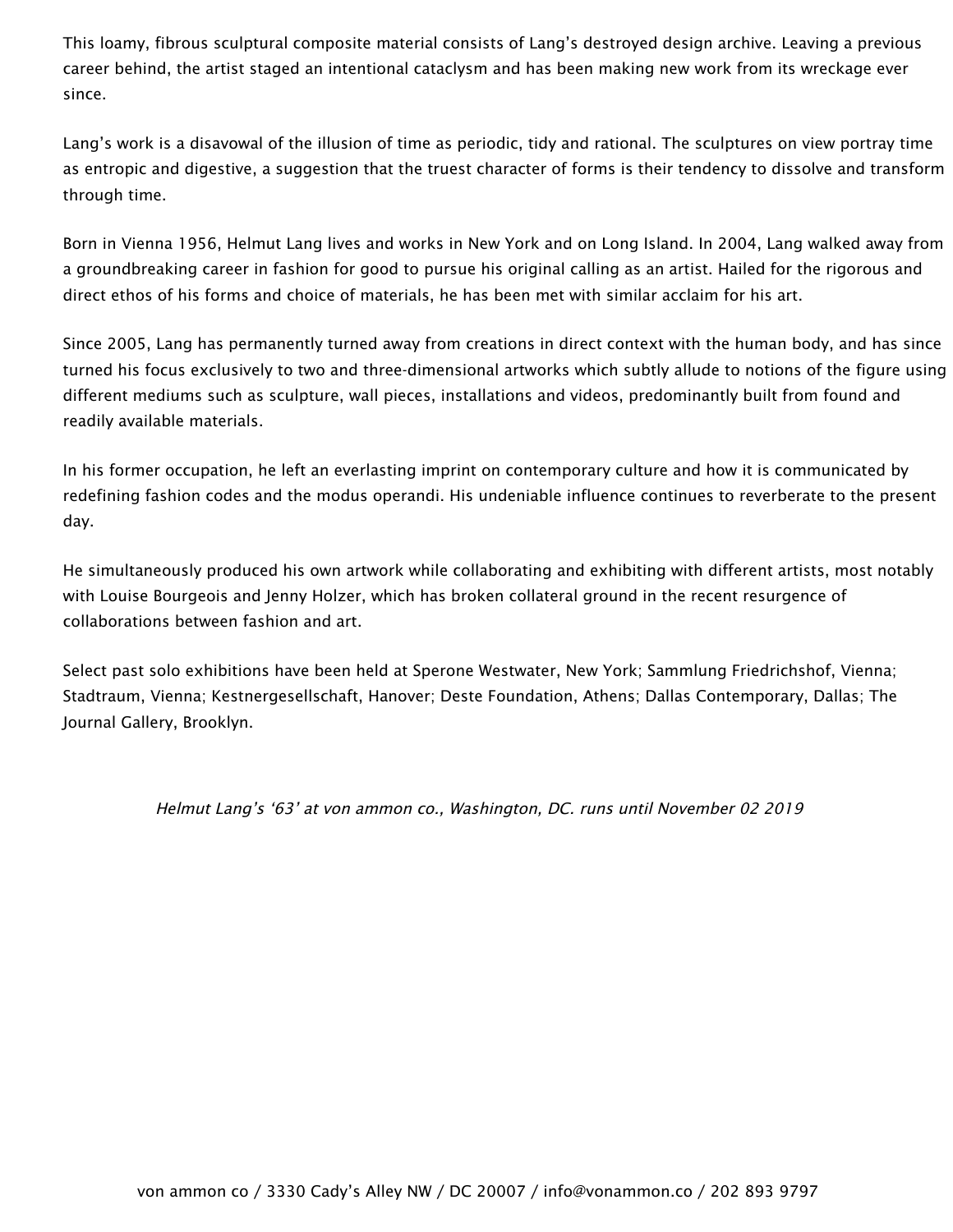This loamy, fibrous sculptural composite material consists of Lang's destroyed design archive. Leaving a previous career behind, the artist staged an intentional cataclysm and has been making new work from its wreckage ever since.

Lang's work is a disavowal of the illusion of time as periodic, tidy and rational. The sculptures on view portray time as entropic and digestive, a suggestion that the truest character of forms is their tendency to dissolve and transform through time.

Born in Vienna 1956, Helmut Lang lives and works in New York and on Long Island. In 2004, Lang walked away from a groundbreaking career in fashion for good to pursue his original calling as an artist. Hailed for the rigorous and direct ethos of his forms and choice of materials, he has been met with similar acclaim for his art.

Since 2005, Lang has permanently turned away from creations in direct context with the human body, and has since turned his focus exclusively to two and three-dimensional artworks which subtly allude to notions of the figure using different mediums such as sculpture, wall pieces, installations and videos, predominantly built from found and readily available materials.

In his former occupation, he left an everlasting imprint on contemporary culture and how it is communicated by redefining fashion codes and the modus operandi. His undeniable influence continues to reverberate to the present day.

He simultaneously produced his own artwork while collaborating and exhibiting with different artists, most notably with Louise Bourgeois and Jenny Holzer, which has broken collateral ground in the recent resurgence of collaborations between fashion and art.

Select past solo exhibitions have been held at Sperone Westwater, New York; Sammlung Friedrichshof, Vienna; Stadtraum, Vienna; Kestnergesellschaft, Hanover; Deste Foundation, Athens; Dallas Contemporary, Dallas; The Journal Gallery, Brooklyn.

*Helmut Lang's '63' at von ammon co., Washington, DC. runs until November 02 2019*

von ammon co / 3330 Cady's Alley NW / DC 20007 / info@vonammon.co / 202 893 9797